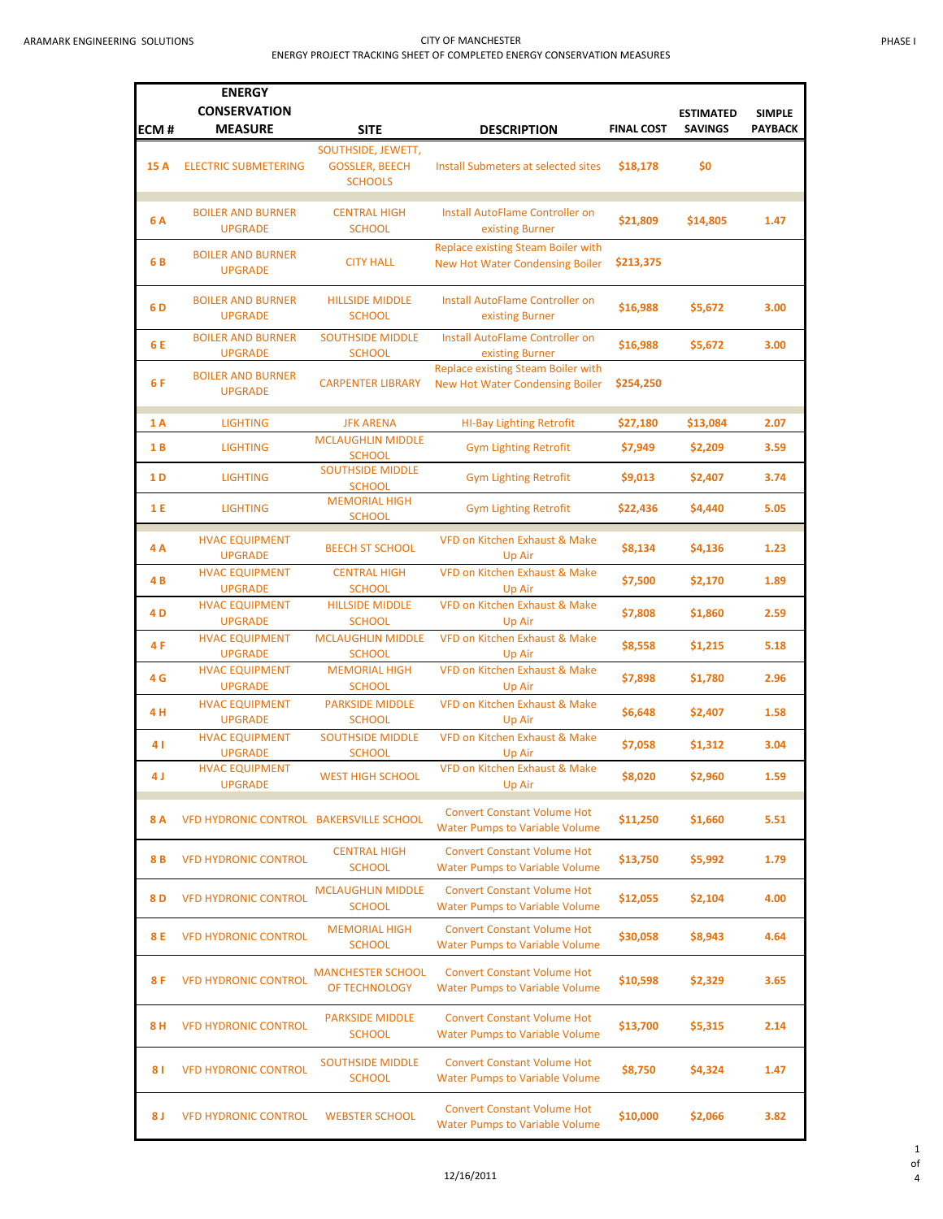ARAMARK ENGINEERING SOLUTIONS

# CITY OF MANCHESTER

## ENERGY PROJECT TRACKING SHEET OF COMPLETED ENERGY CONSERVATION MEASURES

PHASE I

| ECM # | ENERGY CONSERVATION MEASURE | SITE | DESCRIPTION | FINAL COST | ESTIMATED SAVINGS | SIMPLE PAYBACK |
|---|---|---|---|---|---|---|
| 15 A | ELECTRIC SUBMETERING | SOUTHSIDE, JEWETT, GOSSLER, BEECH SCHOOLS | Install Submeters at selected sites | $18,178 | $0 | |
| 6 A | BOILER AND BURNER UPGRADE | CENTRAL HIGH SCHOOL | Install AutoFlame Controller on existing Burner | $21,809 | $14,805 | 1.47 |
| 6 B | BOILER AND BURNER UPGRADE | CITY HALL | Replace existing Steam Boiler with New Hot Water Condensing Boiler | $213,375 | | |
| 6 D | BOILER AND BURNER UPGRADE | HILLSIDE MIDDLE SCHOOL | Install AutoFlame Controller on existing Burner | $16,988 | $5,672 | 3.00 |
| 6 E | BOILER AND BURNER UPGRADE | SOUTHSIDE MIDDLE SCHOOL | Install AutoFlame Controller on existing Burner | $16,988 | $5,672 | 3.00 |
| 6 F | BOILER AND BURNER UPGRADE | CARPENTER LIBRARY | Replace existing Steam Boiler with New Hot Water Condensing Boiler | $254,250 | | |
| 1 A | LIGHTING | JFK ARENA | HI-Bay Lighting Retrofit | $27,180 | $13,084 | 2.07 |
| 1 B | LIGHTING | MCLAUGHLIN MIDDLE SCHOOL | Gym Lighting Retrofit | $7,949 | $2,209 | 3.59 |
| 1 D | LIGHTING | SOUTHSIDE MIDDLE SCHOOL | Gym Lighting Retrofit | $9,013 | $2,407 | 3.74 |
| 1 E | LIGHTING | MEMORIAL HIGH SCHOOL | Gym Lighting Retrofit | $22,436 | $4,440 | 5.05 |
| 4 A | HVAC EQUIPMENT UPGRADE | BEECH ST SCHOOL | VFD on Kitchen Exhaust & Make Up Air | $8,134 | $4,136 | 1.23 |
| 4 B | HVAC EQUIPMENT UPGRADE | CENTRAL HIGH SCHOOL | VFD on Kitchen Exhaust & Make Up Air | $7,500 | $2,170 | 1.89 |
| 4 D | HVAC EQUIPMENT UPGRADE | HILLSIDE MIDDLE SCHOOL | VFD on Kitchen Exhaust & Make Up Air | $7,808 | $1,860 | 2.59 |
| 4 F | HVAC EQUIPMENT UPGRADE | MCLAUGHLIN MIDDLE SCHOOL | VFD on Kitchen Exhaust & Make Up Air | $8,558 | $1,215 | 5.18 |
| 4 G | HVAC EQUIPMENT UPGRADE | MEMORIAL HIGH SCHOOL | VFD on Kitchen Exhaust & Make Up Air | $7,898 | $1,780 | 2.96 |
| 4 H | HVAC EQUIPMENT UPGRADE | PARKSIDE MIDDLE SCHOOL | VFD on Kitchen Exhaust & Make Up Air | $6,648 | $2,407 | 1.58 |
| 4 I | HVAC EQUIPMENT UPGRADE | SOUTHSIDE MIDDLE SCHOOL | VFD on Kitchen Exhaust & Make Up Air | $7,058 | $1,312 | 3.04 |
| 4 J | HVAC EQUIPMENT UPGRADE | WEST HIGH SCHOOL | VFD on Kitchen Exhaust & Make Up Air | $8,020 | $2,960 | 1.59 |
| 8 A | VFD HYDRONIC CONTROL | BAKERSVILLE SCHOOL | Convert Constant Volume Hot Water Pumps to Variable Volume | $11,250 | $1,660 | 5.51 |
| 8 B | VFD HYDRONIC CONTROL | CENTRAL HIGH SCHOOL | Convert Constant Volume Hot Water Pumps to Variable Volume | $13,750 | $5,992 | 1.79 |
| 8 D | VFD HYDRONIC CONTROL | MCLAUGHLIN MIDDLE SCHOOL | Convert Constant Volume Hot Water Pumps to Variable Volume | $12,055 | $2,104 | 4.00 |
| 8 E | VFD HYDRONIC CONTROL | MEMORIAL HIGH SCHOOL | Convert Constant Volume Hot Water Pumps to Variable Volume | $30,058 | $8,943 | 4.64 |
| 8 F | VFD HYDRONIC CONTROL | MANCHESTER SCHOOL OF TECHNOLOGY | Convert Constant Volume Hot Water Pumps to Variable Volume | $10,598 | $2,329 | 3.65 |
| 8 H | VFD HYDRONIC CONTROL | PARKSIDE MIDDLE SCHOOL | Convert Constant Volume Hot Water Pumps to Variable Volume | $13,700 | $5,315 | 2.14 |
| 8 I | VFD HYDRONIC CONTROL | SOUTHSIDE MIDDLE SCHOOL | Convert Constant Volume Hot Water Pumps to Variable Volume | $8,750 | $4,324 | 1.47 |
| 8 J | VFD HYDRONIC CONTROL | WEBSTER SCHOOL | Convert Constant Volume Hot Water Pumps to Variable Volume | $10,000 | $2,066 | 3.82 |

12/16/2011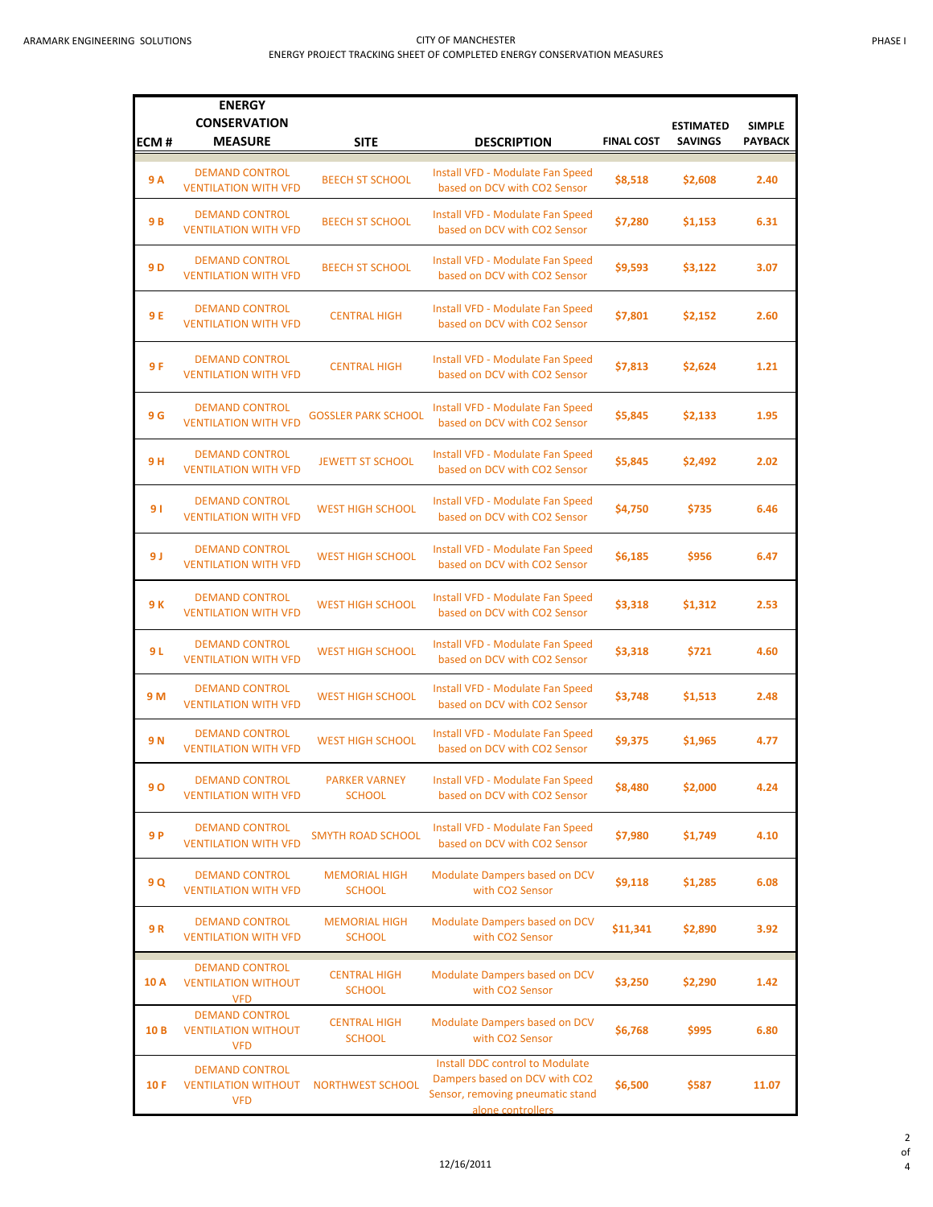ARAMARK ENGINEERING SOLUTIONS

CITY OF MANCHESTER
ENERGY PROJECT TRACKING SHEET OF COMPLETED ENERGY CONSERVATION MEASURES

PHASE I

| ECM # | ENERGY CONSERVATION MEASURE | SITE | DESCRIPTION | FINAL COST | ESTIMATED SAVINGS | SIMPLE PAYBACK |
|---|---|---|---|---|---|---|
| 9 A | DEMAND CONTROL VENTILATION WITH VFD | BEECH ST SCHOOL | Install VFD - Modulate Fan Speed based on DCV with CO2 Sensor | $8,518 | $2,608 | 2.40 |
| 9 B | DEMAND CONTROL VENTILATION WITH VFD | BEECH ST SCHOOL | Install VFD - Modulate Fan Speed based on DCV with CO2 Sensor | $7,280 | $1,153 | 6.31 |
| 9 D | DEMAND CONTROL VENTILATION WITH VFD | BEECH ST SCHOOL | Install VFD - Modulate Fan Speed based on DCV with CO2 Sensor | $9,593 | $3,122 | 3.07 |
| 9 E | DEMAND CONTROL VENTILATION WITH VFD | CENTRAL HIGH | Install VFD - Modulate Fan Speed based on DCV with CO2 Sensor | $7,801 | $2,152 | 2.60 |
| 9 F | DEMAND CONTROL VENTILATION WITH VFD | CENTRAL HIGH | Install VFD - Modulate Fan Speed based on DCV with CO2 Sensor | $7,813 | $2,624 | 1.21 |
| 9 G | DEMAND CONTROL VENTILATION WITH VFD | GOSSLER PARK SCHOOL | Install VFD - Modulate Fan Speed based on DCV with CO2 Sensor | $5,845 | $2,133 | 1.95 |
| 9 H | DEMAND CONTROL VENTILATION WITH VFD | JEWETT ST SCHOOL | Install VFD - Modulate Fan Speed based on DCV with CO2 Sensor | $5,845 | $2,492 | 2.02 |
| 9 I | DEMAND CONTROL VENTILATION WITH VFD | WEST HIGH SCHOOL | Install VFD - Modulate Fan Speed based on DCV with CO2 Sensor | $4,750 | $735 | 6.46 |
| 9 J | DEMAND CONTROL VENTILATION WITH VFD | WEST HIGH SCHOOL | Install VFD - Modulate Fan Speed based on DCV with CO2 Sensor | $6,185 | $956 | 6.47 |
| 9 K | DEMAND CONTROL VENTILATION WITH VFD | WEST HIGH SCHOOL | Install VFD - Modulate Fan Speed based on DCV with CO2 Sensor | $3,318 | $1,312 | 2.53 |
| 9 L | DEMAND CONTROL VENTILATION WITH VFD | WEST HIGH SCHOOL | Install VFD - Modulate Fan Speed based on DCV with CO2 Sensor | $3,318 | $721 | 4.60 |
| 9 M | DEMAND CONTROL VENTILATION WITH VFD | WEST HIGH SCHOOL | Install VFD - Modulate Fan Speed based on DCV with CO2 Sensor | $3,748 | $1,513 | 2.48 |
| 9 N | DEMAND CONTROL VENTILATION WITH VFD | WEST HIGH SCHOOL | Install VFD - Modulate Fan Speed based on DCV with CO2 Sensor | $9,375 | $1,965 | 4.77 |
| 9 O | DEMAND CONTROL VENTILATION WITH VFD | PARKER VARNEY SCHOOL | Install VFD - Modulate Fan Speed based on DCV with CO2 Sensor | $8,480 | $2,000 | 4.24 |
| 9 P | DEMAND CONTROL VENTILATION WITH VFD | SMYTH ROAD SCHOOL | Install VFD - Modulate Fan Speed based on DCV with CO2 Sensor | $7,980 | $1,749 | 4.10 |
| 9 Q | DEMAND CONTROL VENTILATION WITH VFD | MEMORIAL HIGH SCHOOL | Modulate Dampers based on DCV with CO2 Sensor | $9,118 | $1,285 | 6.08 |
| 9 R | DEMAND CONTROL VENTILATION WITH VFD | MEMORIAL HIGH SCHOOL | Modulate Dampers based on DCV with CO2 Sensor | $11,341 | $2,890 | 3.92 |
| 10 A | DEMAND CONTROL VENTILATION WITHOUT VFD | CENTRAL HIGH SCHOOL | Modulate Dampers based on DCV with CO2 Sensor | $3,250 | $2,290 | 1.42 |
| 10 B | DEMAND CONTROL VENTILATION WITHOUT VFD | CENTRAL HIGH SCHOOL | Modulate Dampers based on DCV with CO2 Sensor | $6,768 | $995 | 6.80 |
| 10 F | DEMAND CONTROL VENTILATION WITHOUT VFD | NORTHWEST SCHOOL | Install DDC control to Modulate Dampers based on DCV with CO2 Sensor, removing pneumatic stand alone controllers | $6,500 | $587 | 11.07 |

12/16/2011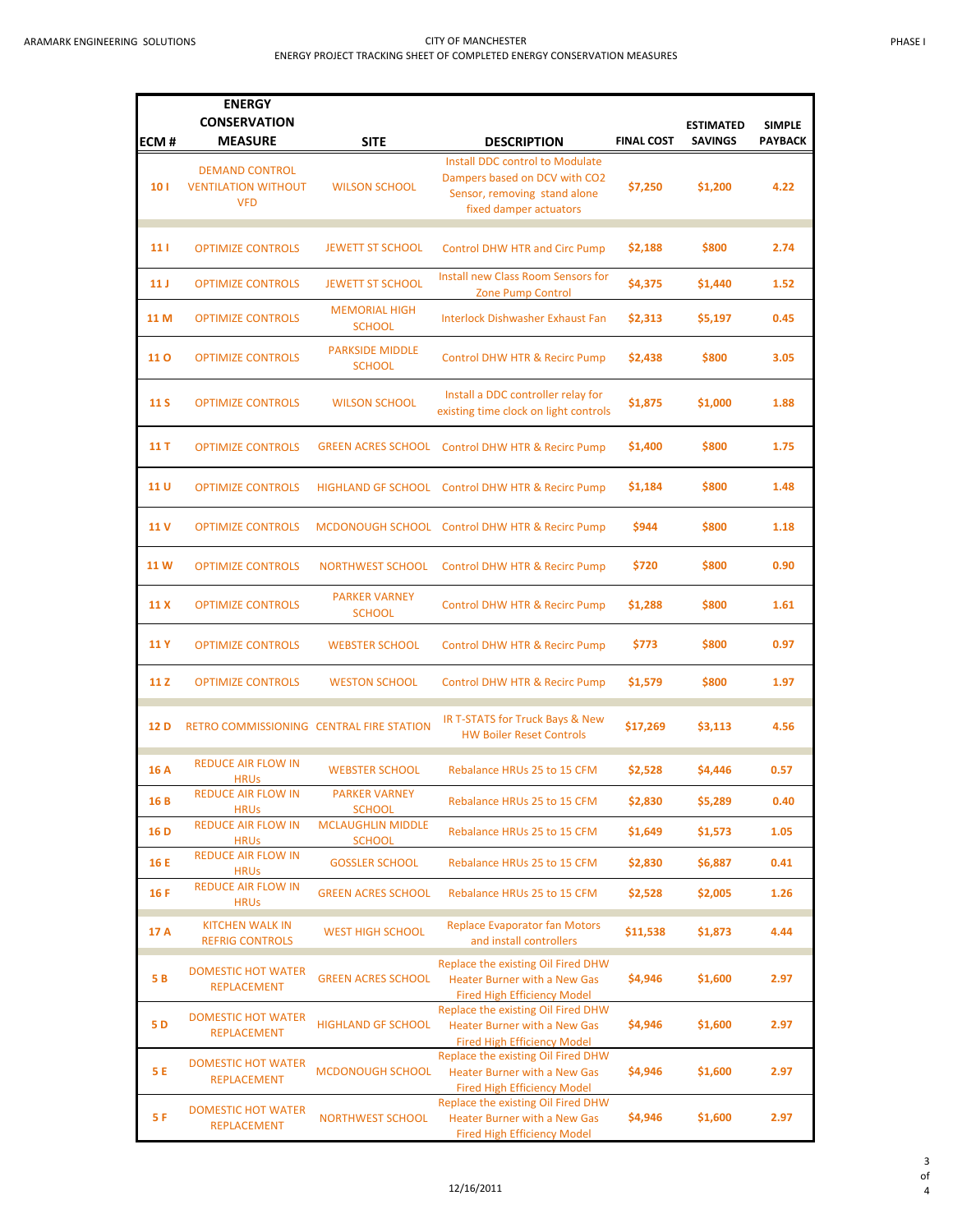| ECM # | ENERGY CONSERVATION MEASURE | SITE | DESCRIPTION | FINAL COST | ESTIMATED SAVINGS | SIMPLE PAYBACK |
|---|---|---|---|---|---|---|
| 10 I | DEMAND CONTROL VENTILATION WITHOUT VFD | WILSON SCHOOL | Install DDC control to Modulate Dampers based on DCV with CO2 Sensor, removing stand alone fixed damper actuators | $7,250 | $1,200 | 4.22 |
| 11 I | OPTIMIZE CONTROLS | JEWETT ST SCHOOL | Control DHW HTR and Circ Pump | $2,188 | $800 | 2.74 |
| 11 J | OPTIMIZE CONTROLS | JEWETT ST SCHOOL | Install new Class Room Sensors for Zone Pump Control | $4,375 | $1,440 | 1.52 |
| 11 M | OPTIMIZE CONTROLS | MEMORIAL HIGH SCHOOL | Interlock Dishwasher Exhaust Fan | $2,313 | $5,197 | 0.45 |
| 11 O | OPTIMIZE CONTROLS | PARKSIDE MIDDLE SCHOOL | Control DHW HTR & Recirc Pump | $2,438 | $800 | 3.05 |
| 11 S | OPTIMIZE CONTROLS | WILSON SCHOOL | Install a DDC controller relay for existing time clock on light controls | $1,875 | $1,000 | 1.88 |
| 11 T | OPTIMIZE CONTROLS | GREEN ACRES SCHOOL | Control DHW HTR & Recirc Pump | $1,400 | $800 | 1.75 |
| 11 U | OPTIMIZE CONTROLS | HIGHLAND GF SCHOOL | Control DHW HTR & Recirc Pump | $1,184 | $800 | 1.48 |
| 11 V | OPTIMIZE CONTROLS | MCDONOUGH SCHOOL | Control DHW HTR & Recirc Pump | $944 | $800 | 1.18 |
| 11 W | OPTIMIZE CONTROLS | NORTHWEST SCHOOL | Control DHW HTR & Recirc Pump | $720 | $800 | 0.90 |
| 11 X | OPTIMIZE CONTROLS | PARKER VARNEY SCHOOL | Control DHW HTR & Recirc Pump | $1,288 | $800 | 1.61 |
| 11 Y | OPTIMIZE CONTROLS | WEBSTER SCHOOL | Control DHW HTR & Recirc Pump | $773 | $800 | 0.97 |
| 11 Z | OPTIMIZE CONTROLS | WESTON SCHOOL | Control DHW HTR & Recirc Pump | $1,579 | $800 | 1.97 |
| 12 D | RETRO COMMISSIONING | CENTRAL FIRE STATION | IR T-STATS for Truck Bays & New HW Boiler Reset Controls | $17,269 | $3,113 | 4.56 |
| 16 A | REDUCE AIR FLOW IN HRUs | WEBSTER SCHOOL | Rebalance HRUs 25 to 15 CFM | $2,528 | $4,446 | 0.57 |
| 16 B | REDUCE AIR FLOW IN HRUs | PARKER VARNEY SCHOOL | Rebalance HRUs 25 to 15 CFM | $2,830 | $5,289 | 0.40 |
| 16 D | REDUCE AIR FLOW IN HRUs | MCLAUGHLIN MIDDLE SCHOOL | Rebalance HRUs 25 to 15 CFM | $1,649 | $1,573 | 1.05 |
| 16 E | REDUCE AIR FLOW IN HRUs | GOSSLER SCHOOL | Rebalance HRUs 25 to 15 CFM | $2,830 | $6,887 | 0.41 |
| 16 F | REDUCE AIR FLOW IN HRUs | GREEN ACRES SCHOOL | Rebalance HRUs 25 to 15 CFM | $2,528 | $2,005 | 1.26 |
| 17 A | KITCHEN WALK IN REFRIG CONTROLS | WEST HIGH SCHOOL | Replace Evaporator fan Motors and install controllers | $11,538 | $1,873 | 4.44 |
| 5 B | DOMESTIC HOT WATER REPLACEMENT | GREEN ACRES SCHOOL | Replace the existing Oil Fired DHW Heater Burner with a New Gas Fired High Efficiency Model | $4,946 | $1,600 | 2.97 |
| 5 D | DOMESTIC HOT WATER REPLACEMENT | HIGHLAND GF SCHOOL | Replace the existing Oil Fired DHW Heater Burner with a New Gas Fired High Efficiency Model | $4,946 | $1,600 | 2.97 |
| 5 E | DOMESTIC HOT WATER REPLACEMENT | MCDONOUGH SCHOOL | Replace the existing Oil Fired DHW Heater Burner with a New Gas Fired High Efficiency Model | $4,946 | $1,600 | 2.97 |
| 5 F | DOMESTIC HOT WATER REPLACEMENT | NORTHWEST SCHOOL | Replace the existing Oil Fired DHW Heater Burner with a New Gas Fired High Efficiency Model | $4,946 | $1,600 | 2.97 |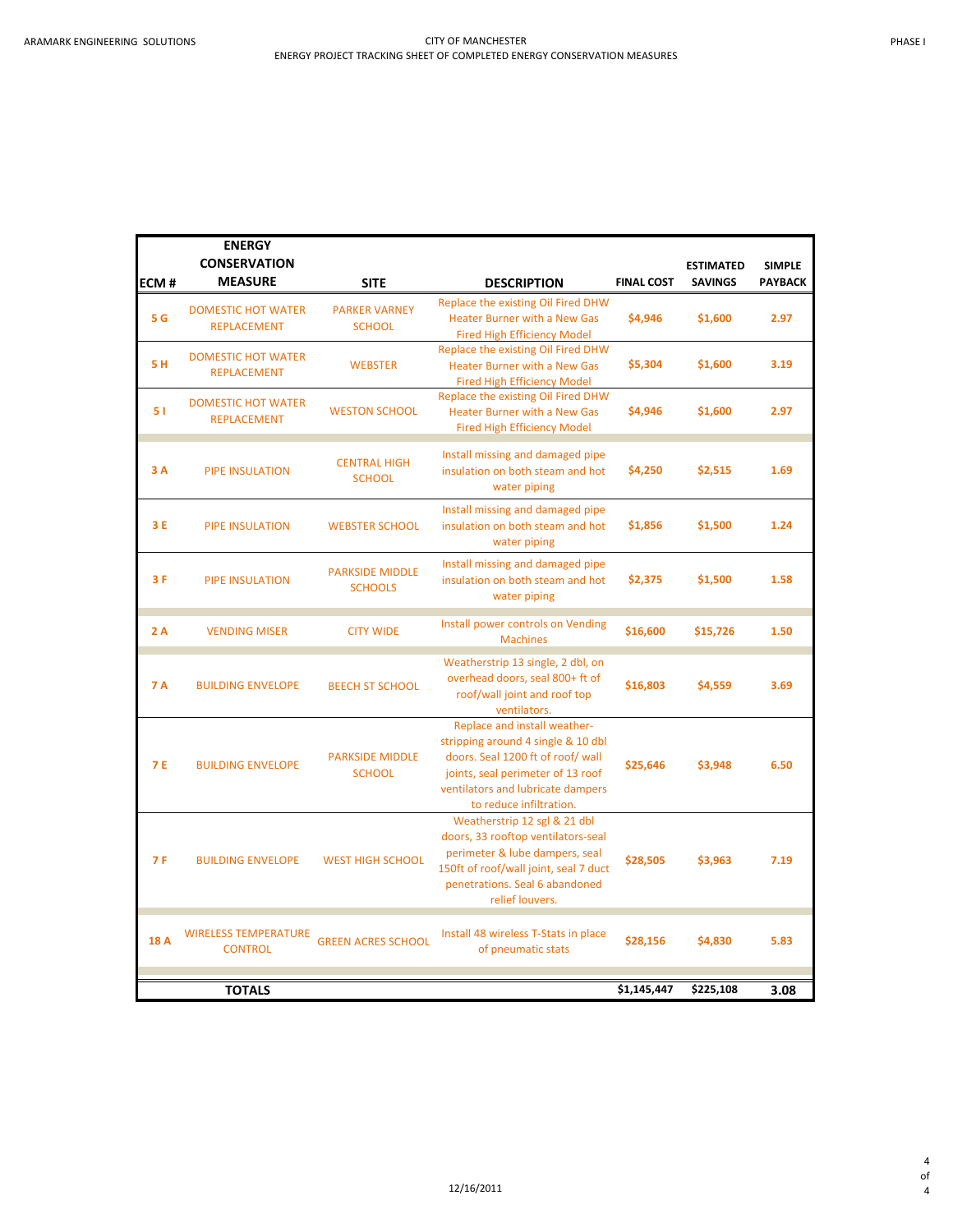CITY OF MANCHESTER

ENERGY PROJECT TRACKING SHEET OF COMPLETED ENERGY CONSERVATION MEASURES

| ECM # | ENERGY CONSERVATION MEASURE | SITE | DESCRIPTION | FINAL COST | ESTIMATED SAVINGS | SIMPLE PAYBACK |
|---|---|---|---|---|---|---|
| 5 G | DOMESTIC HOT WATER REPLACEMENT | PARKER VARNEY SCHOOL | Replace the existing Oil Fired DHW Heater Burner with a New Gas Fired High Efficiency Model | $4,946 | $1,600 | 2.97 |
| 5 H | DOMESTIC HOT WATER REPLACEMENT | WEBSTER | Replace the existing Oil Fired DHW Heater Burner with a New Gas Fired High Efficiency Model | $5,304 | $1,600 | 3.19 |
| 5 I | DOMESTIC HOT WATER REPLACEMENT | WESTON SCHOOL | Replace the existing Oil Fired DHW Heater Burner with a New Gas Fired High Efficiency Model | $4,946 | $1,600 | 2.97 |
| 3 A | PIPE INSULATION | CENTRAL HIGH SCHOOL | Install missing and damaged pipe insulation on both steam and hot water piping | $4,250 | $2,515 | 1.69 |
| 3 E | PIPE INSULATION | WEBSTER SCHOOL | Install missing and damaged pipe insulation on both steam and hot water piping | $1,856 | $1,500 | 1.24 |
| 3 F | PIPE INSULATION | PARKSIDE MIDDLE SCHOOLS | Install missing and damaged pipe insulation on both steam and hot water piping | $2,375 | $1,500 | 1.58 |
| 2 A | VENDING MISER | CITY WIDE | Install power controls on Vending Machines | $16,600 | $15,726 | 1.50 |
| 7 A | BUILDING ENVELOPE | BEECH ST SCHOOL | Weatherstrip 13 single, 2 dbl, on overhead doors, seal 800+ ft of roof/wall joint and roof top ventilators. | $16,803 | $4,559 | 3.69 |
| 7 E | BUILDING ENVELOPE | PARKSIDE MIDDLE SCHOOL | Replace and install weather-stripping around 4 single & 10 dbl doors. Seal 1200 ft of roof/ wall joints, seal perimeter of 13 roof ventilators and lubricate dampers to reduce infiltration. | $25,646 | $3,948 | 6.50 |
| 7 F | BUILDING ENVELOPE | WEST HIGH SCHOOL | Weatherstrip 12 sgl & 21 dbl doors, 33 rooftop ventilators-seal perimeter & lube dampers, seal 150ft of roof/wall joint, seal 7 duct penetrations. Seal 6 abandoned relief louvers. | $28,505 | $3,963 | 7.19 |
| 18 A | WIRELESS TEMPERATURE CONTROL | GREEN ACRES SCHOOL | Install 48 wireless T-Stats in place of pneumatic stats | $28,156 | $4,830 | 5.83 |
| | **TOTALS** | | | **$1,145,447** | **$225,108** | **3.08** |

12/16/2011